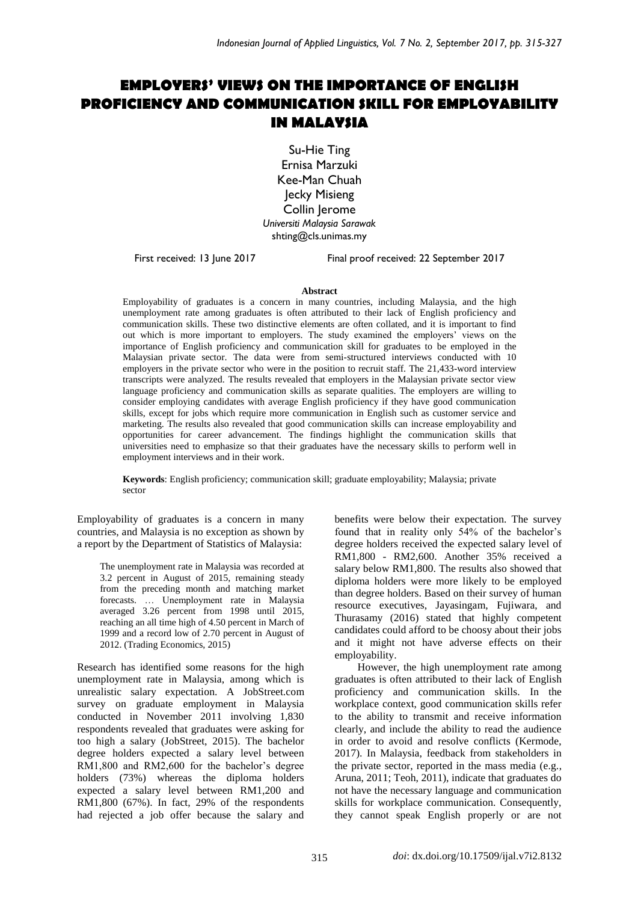# EMPLOYERS' VIEWS ON THE IMPORTANCE OF ENGLISH PROFICIENCY AND COMMUNICATION SKILL FOR EMPLOYABILITY IN MALAYSIA

Su-Hie Ting
Ernisa Marzuki
Kee-Man Chuah
Jecky Misieng
Collin Jerome
*Universiti Malaysia Sarawak*
shting@cls.unimas.my

First received: 13 June 2017 Final proof received: 22 September 2017

**Abstract**

Employability of graduates is a concern in many countries, including Malaysia, and the high unemployment rate among graduates is often attributed to their lack of English proficiency and communication skills. These two distinctive elements are often collated, and it is important to find out which is more important to employers. The study examined the employers' views on the importance of English proficiency and communication skill for graduates to be employed in the Malaysian private sector. The data were from semi-structured interviews conducted with 10 employers in the private sector who were in the position to recruit staff. The 21,433-word interview transcripts were analyzed. The results revealed that employers in the Malaysian private sector view language proficiency and communication skills as separate qualities. The employers are willing to consider employing candidates with average English proficiency if they have good communication skills, except for jobs which require more communication in English such as customer service and marketing. The results also revealed that good communication skills can increase employability and opportunities for career advancement. The findings highlight the communication skills that universities need to emphasize so that their graduates have the necessary skills to perform well in employment interviews and in their work.

**Keywords**: English proficiency; communication skill; graduate employability; Malaysia; private sector

Employability of graduates is a concern in many countries, and Malaysia is no exception as shown by a report by the Department of Statistics of Malaysia:

> The unemployment rate in Malaysia was recorded at 3.2 percent in August of 2015, remaining steady from the preceding month and matching market forecasts. … Unemployment rate in Malaysia averaged 3.26 percent from 1998 until 2015, reaching an all time high of 4.50 percent in March of 1999 and a record low of 2.70 percent in August of 2012. (Trading Economics, 2015)

Research has identified some reasons for the high unemployment rate in Malaysia, among which is unrealistic salary expectation. A JobStreet.com survey on graduate employment in Malaysia conducted in November 2011 involving 1,830 respondents revealed that graduates were asking for too high a salary (JobStreet, 2015). The bachelor degree holders expected a salary level between RM1,800 and RM2,600 for the bachelor's degree holders (73%) whereas the diploma holders expected a salary level between RM1,200 and RM1,800 (67%). In fact, 29% of the respondents had rejected a job offer because the salary and benefits were below their expectation. The survey found that in reality only 54% of the bachelor's degree holders received the expected salary level of RM1,800 - RM2,600. Another 35% received a salary below RM1,800. The results also showed that diploma holders were more likely to be employed than degree holders. Based on their survey of human resource executives, Jayasingam, Fujiwara, and Thurasamy (2016) stated that highly competent candidates could afford to be choosy about their jobs and it might not have adverse effects on their employability.

However, the high unemployment rate among graduates is often attributed to their lack of English proficiency and communication skills. In the workplace context, good communication skills refer to the ability to transmit and receive information clearly, and include the ability to read the audience in order to avoid and resolve conflicts (Kermode, 2017). In Malaysia, feedback from stakeholders in the private sector, reported in the mass media (e.g., Aruna, 2011; Teoh, 2011), indicate that graduates do not have the necessary language and communication skills for workplace communication. Consequently, they cannot speak English properly or are not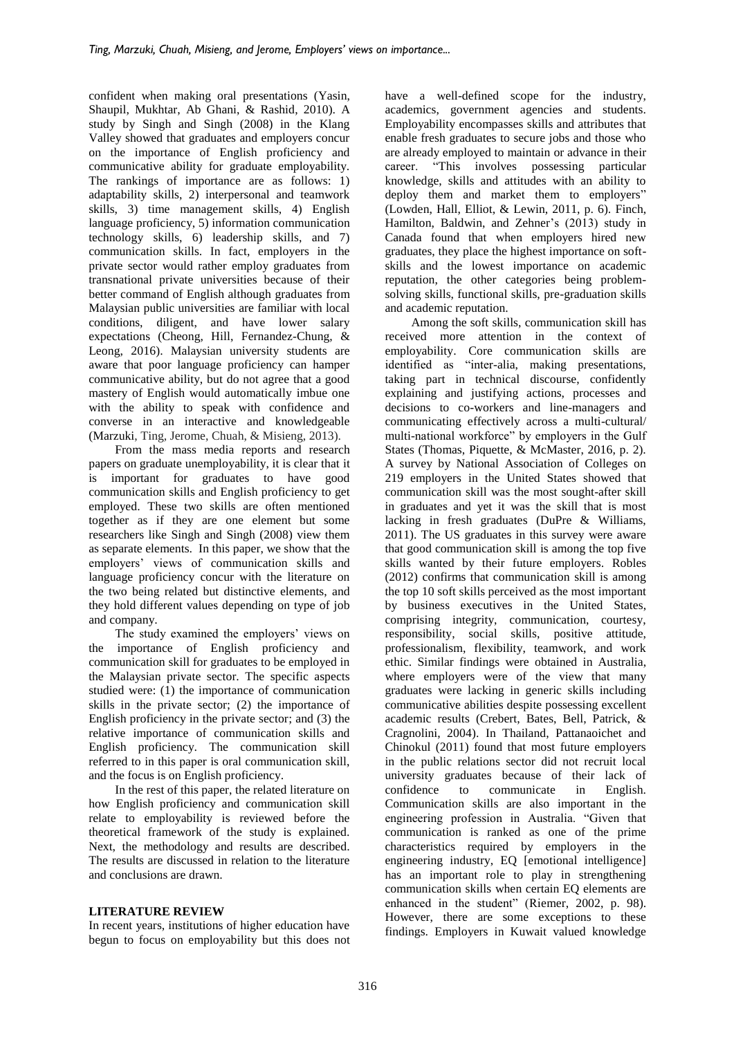confident when making oral presentations (Yasin, Shaupil, Mukhtar, Ab Ghani, & Rashid, 2010). A study by Singh and Singh (2008) in the Klang Valley showed that graduates and employers concur on the importance of English proficiency and communicative ability for graduate employability. The rankings of importance are as follows: 1) adaptability skills, 2) interpersonal and teamwork skills, 3) time management skills, 4) English language proficiency, 5) information communication technology skills, 6) leadership skills, and 7) communication skills. In fact, employers in the private sector would rather employ graduates from transnational private universities because of their better command of English although graduates from Malaysian public universities are familiar with local conditions, diligent, and have lower salary expectations (Cheong, Hill, Fernandez-Chung, & Leong, 2016). Malaysian university students are aware that poor language proficiency can hamper communicative ability, but do not agree that a good mastery of English would automatically imbue one with the ability to speak with confidence and converse in an interactive and knowledgeable (Marzuki, Ting, Jerome, Chuah, & Misieng, 2013).

From the mass media reports and research papers on graduate unemployability, it is clear that it is important for graduates to have good communication skills and English proficiency to get employed. These two skills are often mentioned together as if they are one element but some researchers like Singh and Singh (2008) view them as separate elements. In this paper, we show that the employers' views of communication skills and language proficiency concur with the literature on the two being related but distinctive elements, and they hold different values depending on type of job and company.

The study examined the employers' views on the importance of English proficiency and communication skill for graduates to be employed in the Malaysian private sector. The specific aspects studied were: (1) the importance of communication skills in the private sector; (2) the importance of English proficiency in the private sector; and (3) the relative importance of communication skills and English proficiency. The communication skill referred to in this paper is oral communication skill, and the focus is on English proficiency.

In the rest of this paper, the related literature on how English proficiency and communication skill relate to employability is reviewed before the theoretical framework of the study is explained. Next, the methodology and results are described. The results are discussed in relation to the literature and conclusions are drawn.

## LITERATURE REVIEW

In recent years, institutions of higher education have begun to focus on employability but this does not have a well-defined scope for the industry, academics, government agencies and students. Employability encompasses skills and attributes that enable fresh graduates to secure jobs and those who are already employed to maintain or advance in their career. "This involves possessing particular knowledge, skills and attitudes with an ability to deploy them and market them to employers" (Lowden, Hall, Elliot, & Lewin, 2011, p. 6). Finch, Hamilton, Baldwin, and Zehner's (2013) study in Canada found that when employers hired new graduates, they place the highest importance on soft-skills and the lowest importance on academic reputation, the other categories being problem-solving skills, functional skills, pre-graduation skills and academic reputation.

Among the soft skills, communication skill has received more attention in the context of employability. Core communication skills are identified as "inter-alia, making presentations, taking part in technical discourse, confidently explaining and justifying actions, processes and decisions to co-workers and line-managers and communicating effectively across a multi-cultural/ multi-national workforce" by employers in the Gulf States (Thomas, Piquette, & McMaster, 2016, p. 2). A survey by National Association of Colleges on 219 employers in the United States showed that communication skill was the most sought-after skill in graduates and yet it was the skill that is most lacking in fresh graduates (DuPre & Williams, 2011). The US graduates in this survey were aware that good communication skill is among the top five skills wanted by their future employers. Robles (2012) confirms that communication skill is among the top 10 soft skills perceived as the most important by business executives in the United States, comprising integrity, communication, courtesy, responsibility, social skills, positive attitude, professionalism, flexibility, teamwork, and work ethic. Similar findings were obtained in Australia, where employers were of the view that many graduates were lacking in generic skills including communicative abilities despite possessing excellent academic results (Crebert, Bates, Bell, Patrick, & Cragnolini, 2004). In Thailand, Pattanaoichet and Chinokul (2011) found that most future employers in the public relations sector did not recruit local university graduates because of their lack of confidence to communicate in English. Communication skills are also important in the engineering profession in Australia. "Given that communication is ranked as one of the prime characteristics required by employers in the engineering industry, EQ [emotional intelligence] has an important role to play in strengthening communication skills when certain EQ elements are enhanced in the student" (Riemer, 2002, p. 98). However, there are some exceptions to these findings. Employers in Kuwait valued knowledge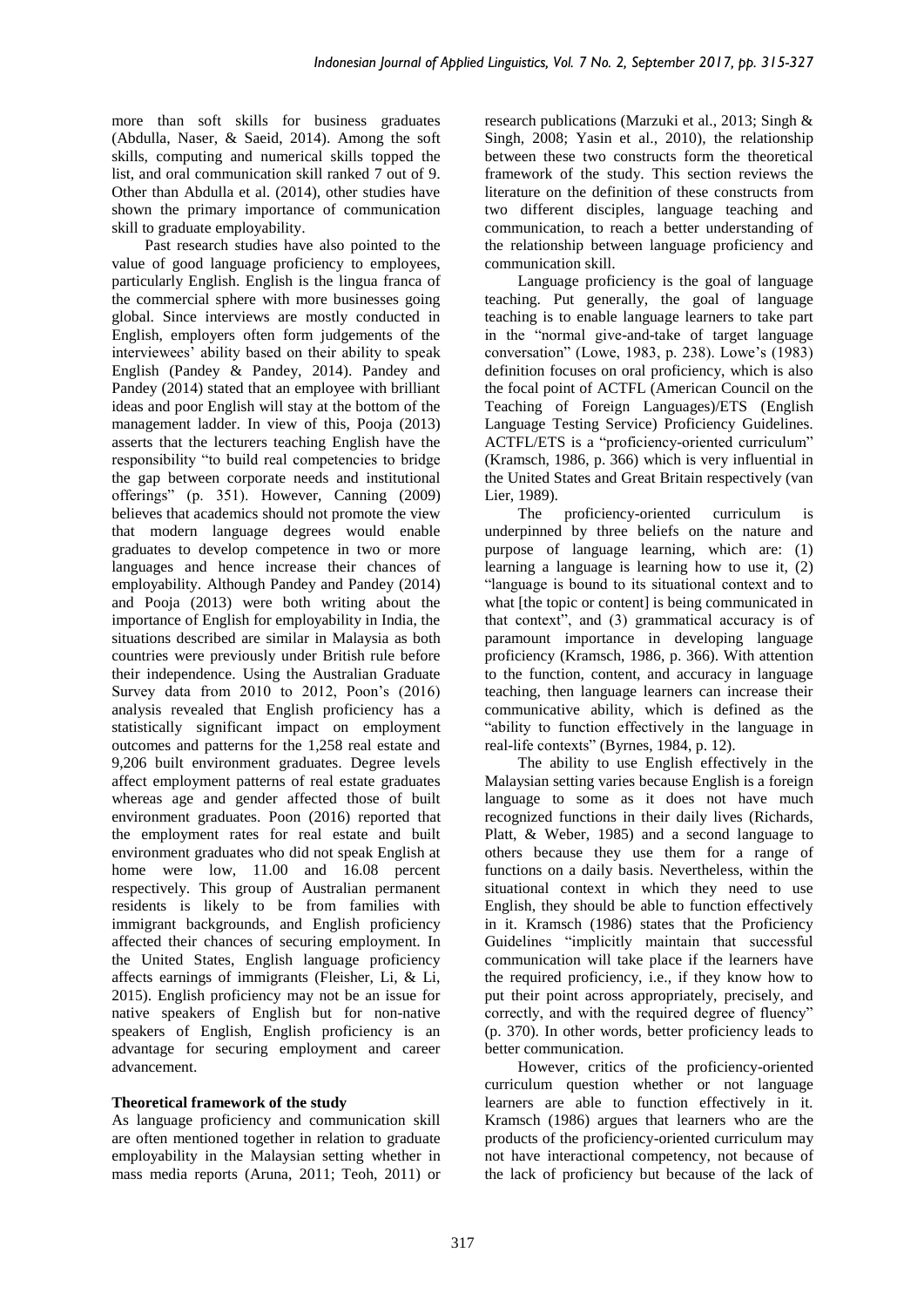more than soft skills for business graduates (Abdulla, Naser, & Saeid, 2014). Among the soft skills, computing and numerical skills topped the list, and oral communication skill ranked 7 out of 9. Other than Abdulla et al. (2014), other studies have shown the primary importance of communication skill to graduate employability.

Past research studies have also pointed to the value of good language proficiency to employees, particularly English. English is the lingua franca of the commercial sphere with more businesses going global. Since interviews are mostly conducted in English, employers often form judgements of the interviewees' ability based on their ability to speak English (Pandey & Pandey, 2014). Pandey and Pandey (2014) stated that an employee with brilliant ideas and poor English will stay at the bottom of the management ladder. In view of this, Pooja (2013) asserts that the lecturers teaching English have the responsibility "to build real competencies to bridge the gap between corporate needs and institutional offerings" (p. 351). However, Canning (2009) believes that academics should not promote the view that modern language degrees would enable graduates to develop competence in two or more languages and hence increase their chances of employability. Although Pandey and Pandey (2014) and Pooja (2013) were both writing about the importance of English for employability in India, the situations described are similar in Malaysia as both countries were previously under British rule before their independence. Using the Australian Graduate Survey data from 2010 to 2012, Poon's (2016) analysis revealed that English proficiency has a statistically significant impact on employment outcomes and patterns for the 1,258 real estate and 9,206 built environment graduates. Degree levels affect employment patterns of real estate graduates whereas age and gender affected those of built environment graduates. Poon (2016) reported that the employment rates for real estate and built environment graduates who did not speak English at home were low, 11.00 and 16.08 percent respectively. This group of Australian permanent residents is likely to be from families with immigrant backgrounds, and English proficiency affected their chances of securing employment. In the United States, English language proficiency affects earnings of immigrants (Fleisher, Li, & Li, 2015). English proficiency may not be an issue for native speakers of English but for non-native speakers of English, English proficiency is an advantage for securing employment and career advancement.

## Theoretical framework of the study

As language proficiency and communication skill are often mentioned together in relation to graduate employability in the Malaysian setting whether in mass media reports (Aruna, 2011; Teoh, 2011) or research publications (Marzuki et al., 2013; Singh & Singh, 2008; Yasin et al., 2010), the relationship between these two constructs form the theoretical framework of the study. This section reviews the literature on the definition of these constructs from two different disciples, language teaching and communication, to reach a better understanding of the relationship between language proficiency and communication skill.

Language proficiency is the goal of language teaching. Put generally, the goal of language teaching is to enable language learners to take part in the "normal give-and-take of target language conversation" (Lowe, 1983, p. 238). Lowe's (1983) definition focuses on oral proficiency, which is also the focal point of ACTFL (American Council on the Teaching of Foreign Languages)/ETS (English Language Testing Service) Proficiency Guidelines. ACTFL/ETS is a "proficiency-oriented curriculum" (Kramsch, 1986, p. 366) which is very influential in the United States and Great Britain respectively (van Lier, 1989).

The proficiency-oriented curriculum is underpinned by three beliefs on the nature and purpose of language learning, which are: (1) learning a language is learning how to use it, (2) "language is bound to its situational context and to what [the topic or content] is being communicated in that context", and (3) grammatical accuracy is of paramount importance in developing language proficiency (Kramsch, 1986, p. 366). With attention to the function, content, and accuracy in language teaching, then language learners can increase their communicative ability, which is defined as the "ability to function effectively in the language in real-life contexts" (Byrnes, 1984, p. 12).

The ability to use English effectively in the Malaysian setting varies because English is a foreign language to some as it does not have much recognized functions in their daily lives (Richards, Platt, & Weber, 1985) and a second language to others because they use them for a range of functions on a daily basis. Nevertheless, within the situational context in which they need to use English, they should be able to function effectively in it. Kramsch (1986) states that the Proficiency Guidelines "implicitly maintain that successful communication will take place if the learners have the required proficiency, i.e., if they know how to put their point across appropriately, precisely, and correctly, and with the required degree of fluency" (p. 370). In other words, better proficiency leads to better communication.

However, critics of the proficiency-oriented curriculum question whether or not language learners are able to function effectively in it. Kramsch (1986) argues that learners who are the products of the proficiency-oriented curriculum may not have interactional competency, not because of the lack of proficiency but because of the lack of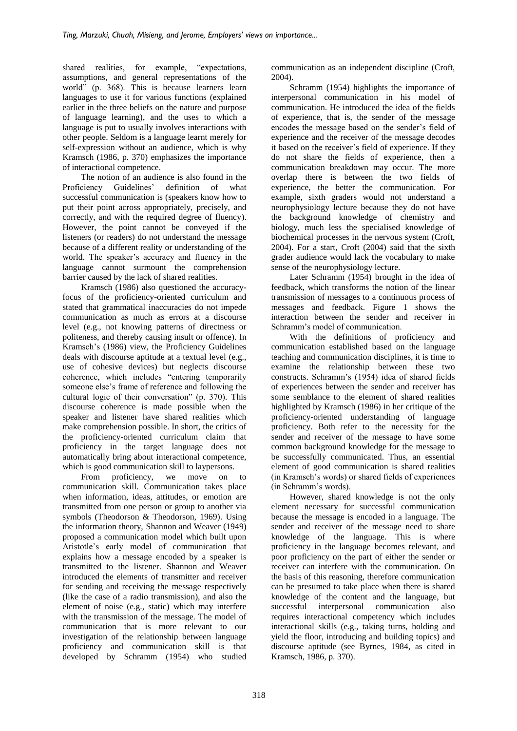shared realities, for example, "expectations, assumptions, and general representations of the world" (p. 368). This is because learners learn languages to use it for various functions (explained earlier in the three beliefs on the nature and purpose of language learning), and the uses to which a language is put to usually involves interactions with other people. Seldom is a language learnt merely for self-expression without an audience, which is why Kramsch (1986, p. 370) emphasizes the importance of interactional competence.

The notion of an audience is also found in the Proficiency Guidelines' definition of what successful communication is (speakers know how to put their point across appropriately, precisely, and correctly, and with the required degree of fluency). However, the point cannot be conveyed if the listeners (or readers) do not understand the message because of a different reality or understanding of the world. The speaker's accuracy and fluency in the language cannot surmount the comprehension barrier caused by the lack of shared realities.

Kramsch (1986) also questioned the accuracy-focus of the proficiency-oriented curriculum and stated that grammatical inaccuracies do not impede communication as much as errors at a discourse level (e.g., not knowing patterns of directness or politeness, and thereby causing insult or offence). In Kramsch's (1986) view, the Proficiency Guidelines deals with discourse aptitude at a textual level (e.g., use of cohesive devices) but neglects discourse coherence, which includes "entering temporarily someone else's frame of reference and following the cultural logic of their conversation" (p. 370). This discourse coherence is made possible when the speaker and listener have shared realities which make comprehension possible. In short, the critics of the proficiency-oriented curriculum claim that proficiency in the target language does not automatically bring about interactional competence, which is good communication skill to laypersons.

From proficiency, we move on to communication skill. Communication takes place when information, ideas, attitudes, or emotion are transmitted from one person or group to another via symbols (Theodorson & Theodorson, 1969). Using the information theory, Shannon and Weaver (1949) proposed a communication model which built upon Aristotle's early model of communication that explains how a message encoded by a speaker is transmitted to the listener. Shannon and Weaver introduced the elements of transmitter and receiver for sending and receiving the message respectively (like the case of a radio transmission), and also the element of noise (e.g., static) which may interfere with the transmission of the message. The model of communication that is more relevant to our investigation of the relationship between language proficiency and communication skill is that developed by Schramm (1954) who studied communication as an independent discipline (Croft, 2004).

Schramm (1954) highlights the importance of interpersonal communication in his model of communication. He introduced the idea of the fields of experience, that is, the sender of the message encodes the message based on the sender's field of experience and the receiver of the message decodes it based on the receiver's field of experience. If they do not share the fields of experience, then a communication breakdown may occur. The more overlap there is between the two fields of experience, the better the communication. For example, sixth graders would not understand a neurophysiology lecture because they do not have the background knowledge of chemistry and biology, much less the specialised knowledge of biochemical processes in the nervous system (Croft, 2004). For a start, Croft (2004) said that the sixth grader audience would lack the vocabulary to make sense of the neurophysiology lecture.

Later Schramm (1954) brought in the idea of feedback, which transforms the notion of the linear transmission of messages to a continuous process of messages and feedback. Figure 1 shows the interaction between the sender and receiver in Schramm's model of communication.

With the definitions of proficiency and communication established based on the language teaching and communication disciplines, it is time to examine the relationship between these two constructs. Schramm's (1954) idea of shared fields of experiences between the sender and receiver has some semblance to the element of shared realities highlighted by Kramsch (1986) in her critique of the proficiency-oriented understanding of language proficiency. Both refer to the necessity for the sender and receiver of the message to have some common background knowledge for the message to be successfully communicated. Thus, an essential element of good communication is shared realities (in Kramsch's words) or shared fields of experiences (in Schramm's words).

However, shared knowledge is not the only element necessary for successful communication because the message is encoded in a language. The sender and receiver of the message need to share knowledge of the language. This is where proficiency in the language becomes relevant, and poor proficiency on the part of either the sender or receiver can interfere with the communication. On the basis of this reasoning, therefore communication can be presumed to take place when there is shared knowledge of the content and the language, but successful interpersonal communication also requires interactional competency which includes interactional skills (e.g., taking turns, holding and yield the floor, introducing and building topics) and discourse aptitude (see Byrnes, 1984, as cited in Kramsch, 1986, p. 370).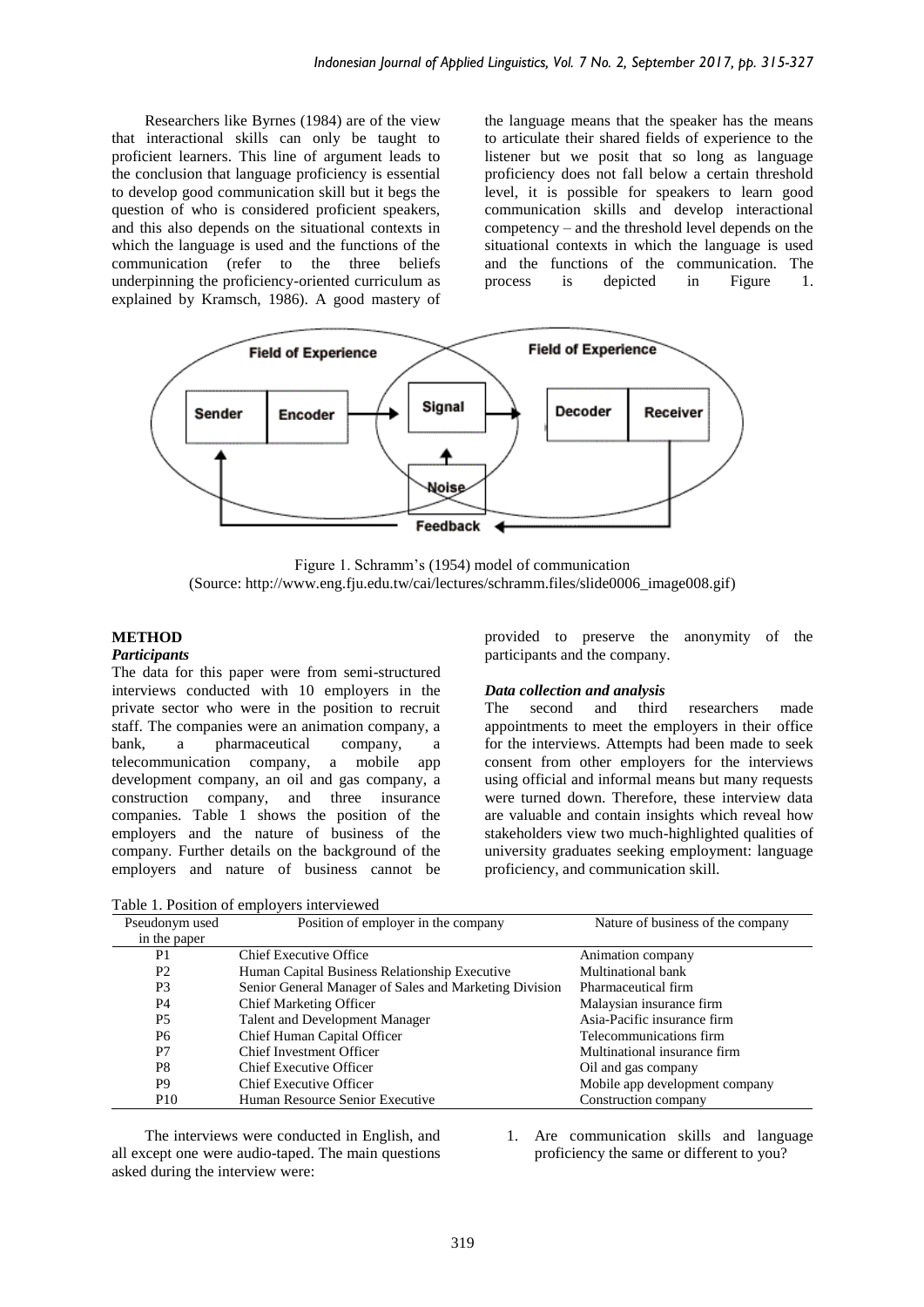Researchers like Byrnes (1984) are of the view that interactional skills can only be taught to proficient learners. This line of argument leads to the conclusion that language proficiency is essential to develop good communication skill but it begs the question of who is considered proficient speakers, and this also depends on the situational contexts in which the language is used and the functions of the communication (refer to the three beliefs underpinning the proficiency-oriented curriculum as explained by Kramsch, 1986). A good mastery of the language means that the speaker has the means to articulate their shared fields of experience to the listener but we posit that so long as language proficiency does not fall below a certain threshold level, it is possible for speakers to learn good communication skills and develop interactional competency – and the threshold level depends on the situational contexts in which the language is used and the functions of the communication. The process is depicted in Figure 1.

Figure 1. Schramm's (1954) model of communication
(Source: http://www.eng.fju.edu.tw/cai/lectures/schramm.files/slide0006_image008.gif)

## METHOD

### *Participants*

The data for this paper were from semi-structured interviews conducted with 10 employers in the private sector who were in the position to recruit staff. The companies were an animation company, a bank, a pharmaceutical company, a telecommunication company, a mobile app development company, an oil and gas company, a construction company, and three insurance companies. Table 1 shows the position of the employers and the nature of business of the company. Further details on the background of the employers and nature of business cannot be provided to preserve the anonymity of the participants and the company.

### *Data collection and analysis*

The second and third researchers made appointments to meet the employers in their office for the interviews. Attempts had been made to seek consent from other employers for the interviews using official and informal means but many requests were turned down. Therefore, these interview data are valuable and contain insights which reveal how stakeholders view two much-highlighted qualities of university graduates seeking employment: language proficiency, and communication skill.

Table 1. Position of employers interviewed

| Pseudonym used in the paper | Position of employer in the company | Nature of business of the company |
|---|---|---|
| P1 | Chief Executive Office | Animation company |
| P2 | Human Capital Business Relationship Executive | Multinational bank |
| P3 | Senior General Manager of Sales and Marketing Division | Pharmaceutical firm |
| P4 | Chief Marketing Officer | Malaysian insurance firm |
| P5 | Talent and Development Manager | Asia-Pacific insurance firm |
| P6 | Chief Human Capital Officer | Telecommunications firm |
| P7 | Chief Investment Officer | Multinational insurance firm |
| P8 | Chief Executive Officer | Oil and gas company |
| P9 | Chief Executive Officer | Mobile app development company |
| P10 | Human Resource Senior Executive | Construction company |

The interviews were conducted in English, and all except one were audio-taped. The main questions asked during the interview were:

1. Are communication skills and language proficiency the same or different to you?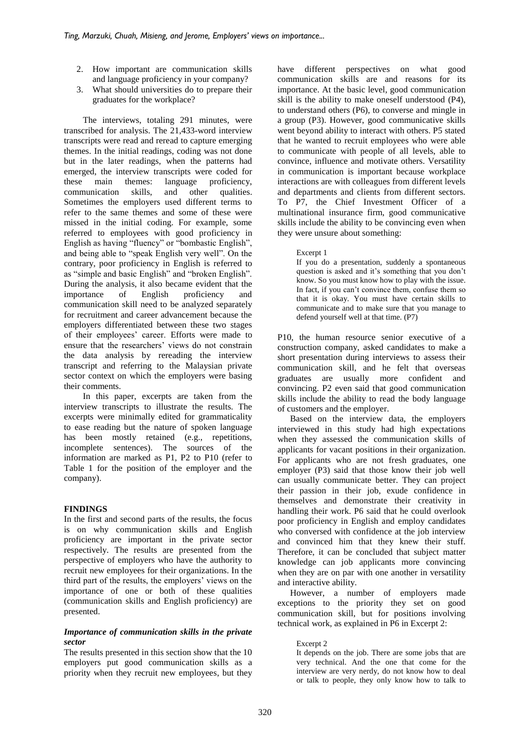2. How important are communication skills and language proficiency in your company?
3. What should universities do to prepare their graduates for the workplace?

The interviews, totaling 291 minutes, were transcribed for analysis. The 21,433-word interview transcripts were read and reread to capture emerging themes. In the initial readings, coding was not done but in the later readings, when the patterns had emerged, the interview transcripts were coded for these main themes: language proficiency, communication skills, and other qualities. Sometimes the employers used different terms to refer to the same themes and some of these were missed in the initial coding. For example, some referred to employees with good proficiency in English as having "fluency" or "bombastic English", and being able to "speak English very well". On the contrary, poor proficiency in English is referred to as "simple and basic English" and "broken English". During the analysis, it also became evident that the importance of English proficiency and communication skill need to be analyzed separately for recruitment and career advancement because the employers differentiated between these two stages of their employees' career. Efforts were made to ensure that the researchers' views do not constrain the data analysis by rereading the interview transcript and referring to the Malaysian private sector context on which the employers were basing their comments.

In this paper, excerpts are taken from the interview transcripts to illustrate the results. The excerpts were minimally edited for grammaticality to ease reading but the nature of spoken language has been mostly retained (e.g., repetitions, incomplete sentences). The sources of the information are marked as P1, P2 to P10 (refer to Table 1 for the position of the employer and the company).

## FINDINGS

In the first and second parts of the results, the focus is on why communication skills and English proficiency are important in the private sector respectively. The results are presented from the perspective of employers who have the authority to recruit new employees for their organizations. In the third part of the results, the employers' views on the importance of one or both of these qualities (communication skills and English proficiency) are presented.

### *Importance of communication skills in the private sector*

The results presented in this section show that the 10 employers put good communication skills as a priority when they recruit new employees, but they have different perspectives on what good communication skills are and reasons for its importance. At the basic level, good communication skill is the ability to make oneself understood (P4), to understand others (P6), to converse and mingle in a group (P3). However, good communicative skills went beyond ability to interact with others. P5 stated that he wanted to recruit employees who were able to communicate with people of all levels, able to convince, influence and motivate others. Versatility in communication is important because workplace interactions are with colleagues from different levels and departments and clients from different sectors. To P7, the Chief Investment Officer of a multinational insurance firm, good communicative skills include the ability to be convincing even when they were unsure about something:

> Excerpt 1
>
> If you do a presentation, suddenly a spontaneous question is asked and it's something that you don't know. So you must know how to play with the issue. In fact, if you can't convince them, confuse them so that it is okay. You must have certain skills to communicate and to make sure that you manage to defend yourself well at that time. (P7)

P10, the human resource senior executive of a construction company, asked candidates to make a short presentation during interviews to assess their communication skill, and he felt that overseas graduates are usually more confident and convincing. P2 even said that good communication skills include the ability to read the body language of customers and the employer.

Based on the interview data, the employers interviewed in this study had high expectations when they assessed the communication skills of applicants for vacant positions in their organization. For applicants who are not fresh graduates, one employer (P3) said that those know their job well can usually communicate better. They can project their passion in their job, exude confidence in themselves and demonstrate their creativity in handling their work. P6 said that he could overlook poor proficiency in English and employ candidates who conversed with confidence at the job interview and convinced him that they knew their stuff. Therefore, it can be concluded that subject matter knowledge can job applicants more convincing when they are on par with one another in versatility and interactive ability.

However, a number of employers made exceptions to the priority they set on good communication skill, but for positions involving technical work, as explained in P6 in Excerpt 2:

> Excerpt 2
>
> It depends on the job. There are some jobs that are very technical. And the one that come for the interview are very nerdy, do not know how to deal or talk to people, they only know how to talk to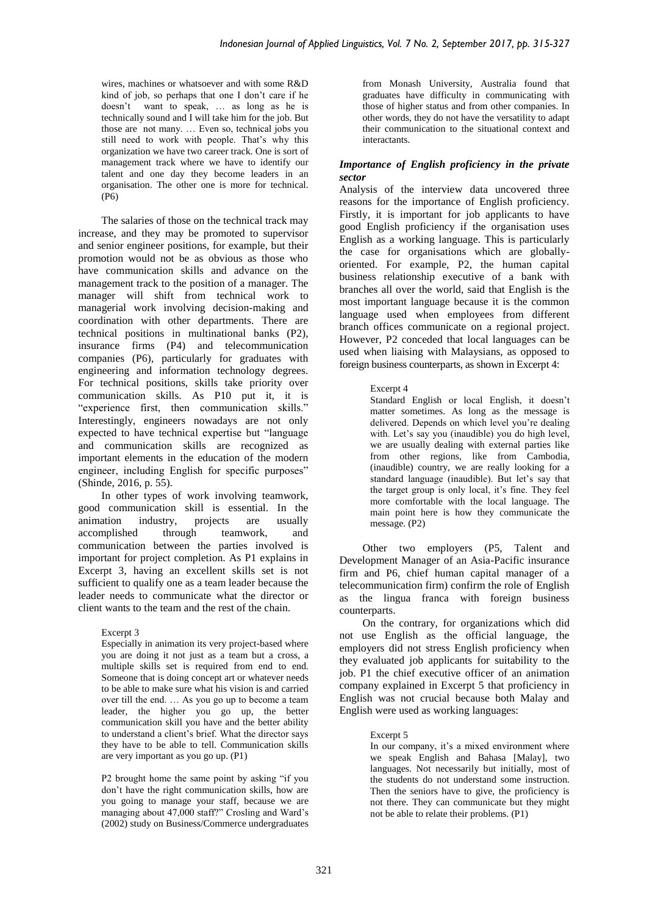wires, machines or whatsoever and with some R&D kind of job, so perhaps that one I don't care if he doesn't want to speak, … as long as he is technically sound and I will take him for the job. But those are not many. … Even so, technical jobs you still need to work with people. That's why this organization we have two career track. One is sort of management track where we have to identify our talent and one day they become leaders in an organisation. The other one is more for technical. (P6)

The salaries of those on the technical track may increase, and they may be promoted to supervisor and senior engineer positions, for example, but their promotion would not be as obvious as those who have communication skills and advance on the management track to the position of a manager. The manager will shift from technical work to managerial work involving decision-making and coordination with other departments. There are technical positions in multinational banks (P2), insurance firms (P4) and telecommunication companies (P6), particularly for graduates with engineering and information technology degrees. For technical positions, skills take priority over communication skills. As P10 put it, it is "experience first, then communication skills." Interestingly, engineers nowadays are not only expected to have technical expertise but "language and communication skills are recognized as important elements in the education of the modern engineer, including English for specific purposes" (Shinde, 2016, p. 55).

In other types of work involving teamwork, good communication skill is essential. In the animation industry, projects are usually accomplished through teamwork, and communication between the parties involved is important for project completion. As P1 explains in Excerpt 3, having an excellent skills set is not sufficient to qualify one as a team leader because the leader needs to communicate what the director or client wants to the team and the rest of the chain.

Excerpt 3

Especially in animation its very project-based where you are doing it not just as a team but a cross, a multiple skills set is required from end to end. Someone that is doing concept art or whatever needs to be able to make sure what his vision is and carried over till the end. … As you go up to become a team leader, the higher you go up, the better communication skill you have and the better ability to understand a client's brief. What the director says they have to be able to tell. Communication skills are very important as you go up. (P1)

P2 brought home the same point by asking "if you don't have the right communication skills, how are you going to manage your staff, because we are managing about 47,000 staff?" Crosling and Ward's (2002) study on Business/Commerce undergraduates from Monash University, Australia found that graduates have difficulty in communicating with those of higher status and from other companies. In other words, they do not have the versatility to adapt their communication to the situational context and interactants.

### *Importance of English proficiency in the private sector*

Analysis of the interview data uncovered three reasons for the importance of English proficiency. Firstly, it is important for job applicants to have good English proficiency if the organisation uses English as a working language. This is particularly the case for organisations which are globally-oriented. For example, P2, the human capital business relationship executive of a bank with branches all over the world, said that English is the most important language because it is the common language used when employees from different branch offices communicate on a regional project. However, P2 conceded that local languages can be used when liaising with Malaysians, as opposed to foreign business counterparts, as shown in Excerpt 4:

Excerpt 4

Standard English or local English, it doesn't matter sometimes. As long as the message is delivered. Depends on which level you're dealing with. Let's say you (inaudible) you do high level, we are usually dealing with external parties like from other regions, like from Cambodia, (inaudible) country, we are really looking for a standard language (inaudible). But let's say that the target group is only local, it's fine. They feel more comfortable with the local language. The main point here is how they communicate the message. (P2)

Other two employers (P5, Talent and Development Manager of an Asia-Pacific insurance firm and P6, chief human capital manager of a telecommunication firm) confirm the role of English as the lingua franca with foreign business counterparts.

On the contrary, for organizations which did not use English as the official language, the employers did not stress English proficiency when they evaluated job applicants for suitability to the job. P1 the chief executive officer of an animation company explained in Excerpt 5 that proficiency in English was not crucial because both Malay and English were used as working languages:

Excerpt 5

In our company, it's a mixed environment where we speak English and Bahasa [Malay], two languages. Not necessarily but initially, most of the students do not understand some instruction. Then the seniors have to give, the proficiency is not there. They can communicate but they might not be able to relate their problems. (P1)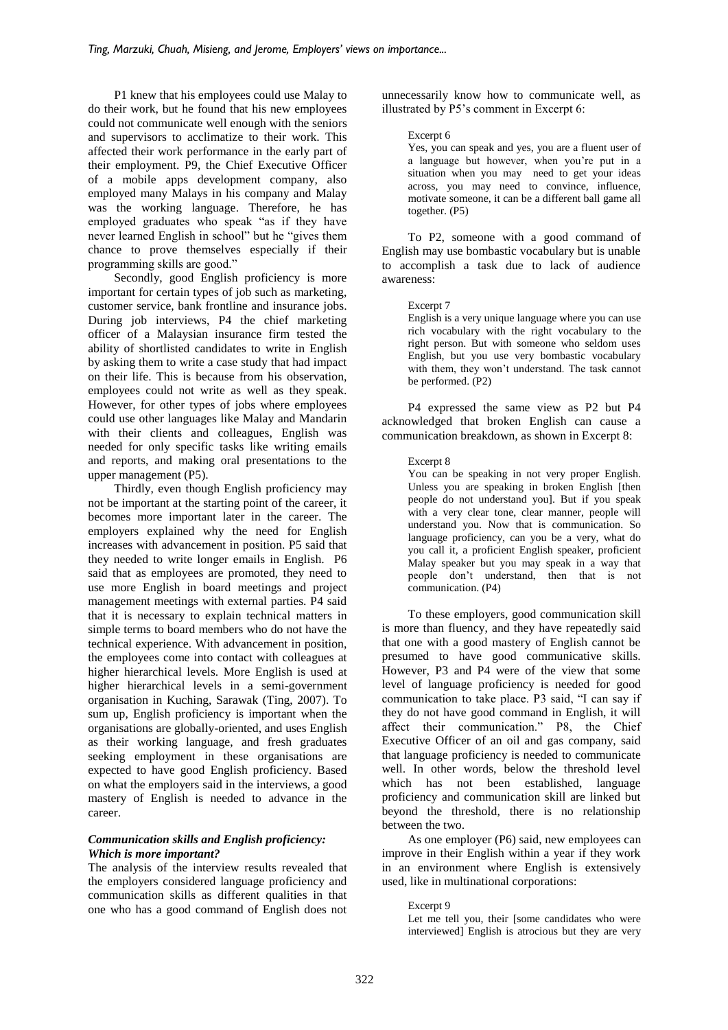P1 knew that his employees could use Malay to do their work, but he found that his new employees could not communicate well enough with the seniors and supervisors to acclimatize to their work. This affected their work performance in the early part of their employment. P9, the Chief Executive Officer of a mobile apps development company, also employed many Malays in his company and Malay was the working language. Therefore, he has employed graduates who speak "as if they have never learned English in school" but he "gives them chance to prove themselves especially if their programming skills are good."

Secondly, good English proficiency is more important for certain types of job such as marketing, customer service, bank frontline and insurance jobs. During job interviews, P4 the chief marketing officer of a Malaysian insurance firm tested the ability of shortlisted candidates to write in English by asking them to write a case study that had impact on their life. This is because from his observation, employees could not write as well as they speak. However, for other types of jobs where employees could use other languages like Malay and Mandarin with their clients and colleagues, English was needed for only specific tasks like writing emails and reports, and making oral presentations to the upper management (P5).

Thirdly, even though English proficiency may not be important at the starting point of the career, it becomes more important later in the career. The employers explained why the need for English increases with advancement in position. P5 said that they needed to write longer emails in English. P6 said that as employees are promoted, they need to use more English in board meetings and project management meetings with external parties. P4 said that it is necessary to explain technical matters in simple terms to board members who do not have the technical experience. With advancement in position, the employees come into contact with colleagues at higher hierarchical levels. More English is used at higher hierarchical levels in a semi-government organisation in Kuching, Sarawak (Ting, 2007). To sum up, English proficiency is important when the organisations are globally-oriented, and uses English as their working language, and fresh graduates seeking employment in these organisations are expected to have good English proficiency. Based on what the employers said in the interviews, a good mastery of English is needed to advance in the career.

### *Communication skills and English proficiency: Which is more important?*

The analysis of the interview results revealed that the employers considered language proficiency and communication skills as different qualities in that one who has a good command of English does not unnecessarily know how to communicate well, as illustrated by P5's comment in Excerpt 6:

> Excerpt 6
>
> Yes, you can speak and yes, you are a fluent user of a language but however, when you're put in a situation when you may need to get your ideas across, you may need to convince, influence, motivate someone, it can be a different ball game all together. (P5)

To P2, someone with a good command of English may use bombastic vocabulary but is unable to accomplish a task due to lack of audience awareness:

> Excerpt 7
>
> English is a very unique language where you can use rich vocabulary with the right vocabulary to the right person. But with someone who seldom uses English, but you use very bombastic vocabulary with them, they won't understand. The task cannot be performed. (P2)

P4 expressed the same view as P2 but P4 acknowledged that broken English can cause a communication breakdown, as shown in Excerpt 8:

> Excerpt 8
>
> You can be speaking in not very proper English. Unless you are speaking in broken English [then people do not understand you]. But if you speak with a very clear tone, clear manner, people will understand you. Now that is communication. So language proficiency, can you be a very, what do you call it, a proficient English speaker, proficient Malay speaker but you may speak in a way that people don't understand, then that is not communication. (P4)

To these employers, good communication skill is more than fluency, and they have repeatedly said that one with a good mastery of English cannot be presumed to have good communicative skills. However, P3 and P4 were of the view that some level of language proficiency is needed for good communication to take place. P3 said, "I can say if they do not have good command in English, it will affect their communication." P8, the Chief Executive Officer of an oil and gas company, said that language proficiency is needed to communicate well. In other words, below the threshold level which has not been established, language proficiency and communication skill are linked but beyond the threshold, there is no relationship between the two.

As one employer (P6) said, new employees can improve in their English within a year if they work in an environment where English is extensively used, like in multinational corporations:

> Excerpt 9
>
> Let me tell you, their [some candidates who were interviewed] English is atrocious but they are very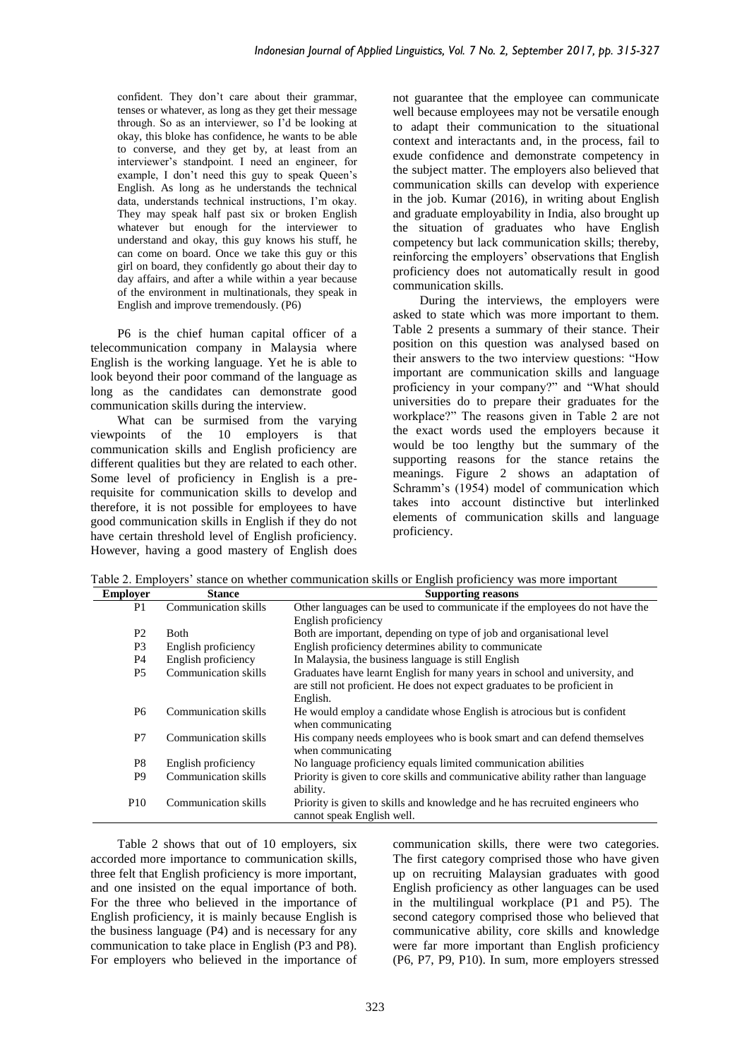> confident. They don't care about their grammar, tenses or whatever, as long as they get their message through. So as an interviewer, so I'd be looking at okay, this bloke has confidence, he wants to be able to converse, and they get by, at least from an interviewer's standpoint. I need an engineer, for example, I don't need this guy to speak Queen's English. As long as he understands the technical data, understands technical instructions, I'm okay. They may speak half past six or broken English whatever but enough for the interviewer to understand and okay, this guy knows his stuff, he can come on board. Once we take this guy or this girl on board, they confidently go about their day to day affairs, and after a while within a year because of the environment in multinationals, they speak in English and improve tremendously. (P6)

P6 is the chief human capital officer of a telecommunication company in Malaysia where English is the working language. Yet he is able to look beyond their poor command of the language as long as the candidates can demonstrate good communication skills during the interview.

What can be surmised from the varying viewpoints of the 10 employers is that communication skills and English proficiency are different qualities but they are related to each other. Some level of proficiency in English is a pre-requisite for communication skills to develop and therefore, it is not possible for employees to have good communication skills in English if they do not have certain threshold level of English proficiency. However, having a good mastery of English does not guarantee that the employee can communicate well because employees may not be versatile enough to adapt their communication to the situational context and interactants and, in the process, fail to exude confidence and demonstrate competency in the subject matter. The employers also believed that communication skills can develop with experience in the job. Kumar (2016), in writing about English and graduate employability in India, also brought up the situation of graduates who have English competency but lack communication skills; thereby, reinforcing the employers' observations that English proficiency does not automatically result in good communication skills.

During the interviews, the employers were asked to state which was more important to them. Table 2 presents a summary of their stance. Their position on this question was analysed based on their answers to the two interview questions: "How important are communication skills and language proficiency in your company?" and "What should universities do to prepare their graduates for the workplace?" The reasons given in Table 2 are not the exact words used the employers because it would be too lengthy but the summary of the supporting reasons for the stance retains the meanings. Figure 2 shows an adaptation of Schramm's (1954) model of communication which takes into account distinctive but interlinked elements of communication skills and language proficiency.

Table 2. Employers' stance on whether communication skills or English proficiency was more important

| Employer | Stance | Supporting reasons |
|---|---|---|
| P1 | Communication skills | Other languages can be used to communicate if the employees do not have the English proficiency |
| P2 | Both | Both are important, depending on type of job and organisational level |
| P3 | English proficiency | English proficiency determines ability to communicate |
| P4 | English proficiency | In Malaysia, the business language is still English |
| P5 | Communication skills | Graduates have learnt English for many years in school and university, and are still not proficient. He does not expect graduates to be proficient in English. |
| P6 | Communication skills | He would employ a candidate whose English is atrocious but is confident when communicating |
| P7 | Communication skills | His company needs employees who is book smart and can defend themselves when communicating |
| P8 | English proficiency | No language proficiency equals limited communication abilities |
| P9 | Communication skills | Priority is given to core skills and communicative ability rather than language ability. |
| P10 | Communication skills | Priority is given to skills and knowledge and he has recruited engineers who cannot speak English well. |

Table 2 shows that out of 10 employers, six accorded more importance to communication skills, three felt that English proficiency is more important, and one insisted on the equal importance of both. For the three who believed in the importance of English proficiency, it is mainly because English is the business language (P4) and is necessary for any communication to take place in English (P3 and P8). For employers who believed in the importance of communication skills, there were two categories. The first category comprised those who have given up on recruiting Malaysian graduates with good English proficiency as other languages can be used in the multilingual workplace (P1 and P5). The second category comprised those who believed that communicative ability, core skills and knowledge were far more important than English proficiency (P6, P7, P9, P10). In sum, more employers stressed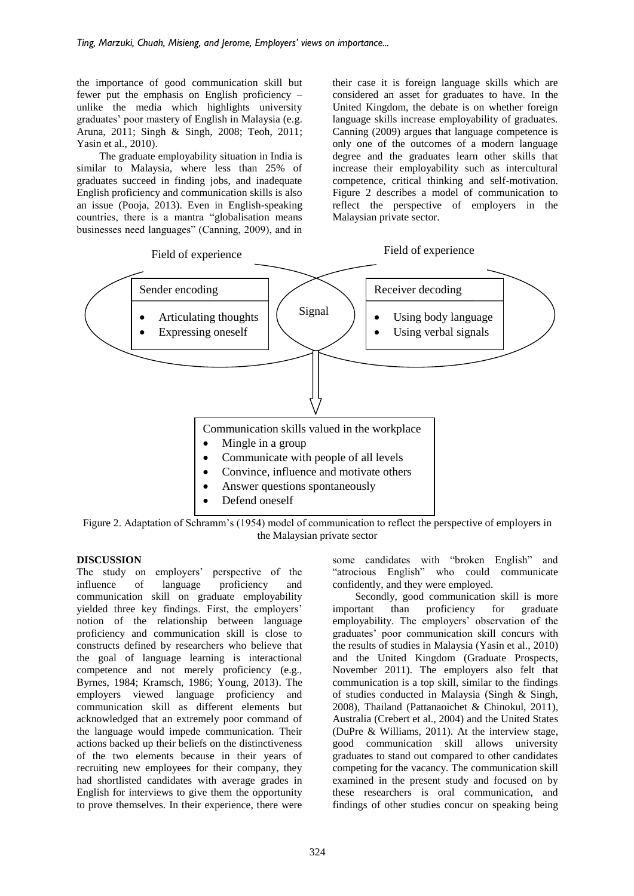the importance of good communication skill but fewer put the emphasis on English proficiency – unlike the media which highlights university graduates' poor mastery of English in Malaysia (e.g. Aruna, 2011; Singh & Singh, 2008; Teoh, 2011; Yasin et al., 2010).

The graduate employability situation in India is similar to Malaysia, where less than 25% of graduates succeed in finding jobs, and inadequate English proficiency and communication skills is also an issue (Pooja, 2013). Even in English-speaking countries, there is a mantra "globalisation means businesses need languages" (Canning, 2009), and in their case it is foreign language skills which are considered an asset for graduates to have. In the United Kingdom, the debate is on whether foreign language skills increase employability of graduates. Canning (2009) argues that language competence is only one of the outcomes of a modern language degree and the graduates learn other skills that increase their employability such as intercultural competence, critical thinking and self-motivation. Figure 2 describes a model of communication to reflect the perspective of employers in the Malaysian private sector.

Field of experience

Sender encoding
- Articulating thoughts
- Expressing oneself

Signal

Field of experience

Receiver decoding
- Using body language
- Using verbal signals

Communication skills valued in the workplace
- Mingle in a group
- Communicate with people of all levels
- Convince, influence and motivate others
- Answer questions spontaneously
- Defend oneself

Figure 2. Adaptation of Schramm's (1954) model of communication to reflect the perspective of employers in the Malaysian private sector

## DISCUSSION

The study on employers' perspective of the influence of language proficiency and communication skill on graduate employability yielded three key findings. First, the employers' notion of the relationship between language proficiency and communication skill is close to constructs defined by researchers who believe that the goal of language learning is interactional competence and not merely proficiency (e.g., Byrnes, 1984; Kramsch, 1986; Young, 2013). The employers viewed language proficiency and communication skill as different elements but acknowledged that an extremely poor command of the language would impede communication. Their actions backed up their beliefs on the distinctiveness of the two elements because in their years of recruiting new employees for their company, they had shortlisted candidates with average grades in English for interviews to give them the opportunity to prove themselves. In their experience, there were some candidates with "broken English" and "atrocious English" who could communicate confidently, and they were employed.

Secondly, good communication skill is more important than proficiency for graduate employability. The employers' observation of the graduates' poor communication skill concurs with the results of studies in Malaysia (Yasin et al., 2010) and the United Kingdom (Graduate Prospects, November 2011). The employers also felt that communication is a top skill, similar to the findings of studies conducted in Malaysia (Singh & Singh, 2008), Thailand (Pattanaoichet & Chinokul, 2011), Australia (Crebert et al., 2004) and the United States (DuPre & Williams, 2011). At the interview stage, good communication skill allows university graduates to stand out compared to other candidates competing for the vacancy. The communication skill examined in the present study and focused on by these researchers is oral communication, and findings of other studies concur on speaking being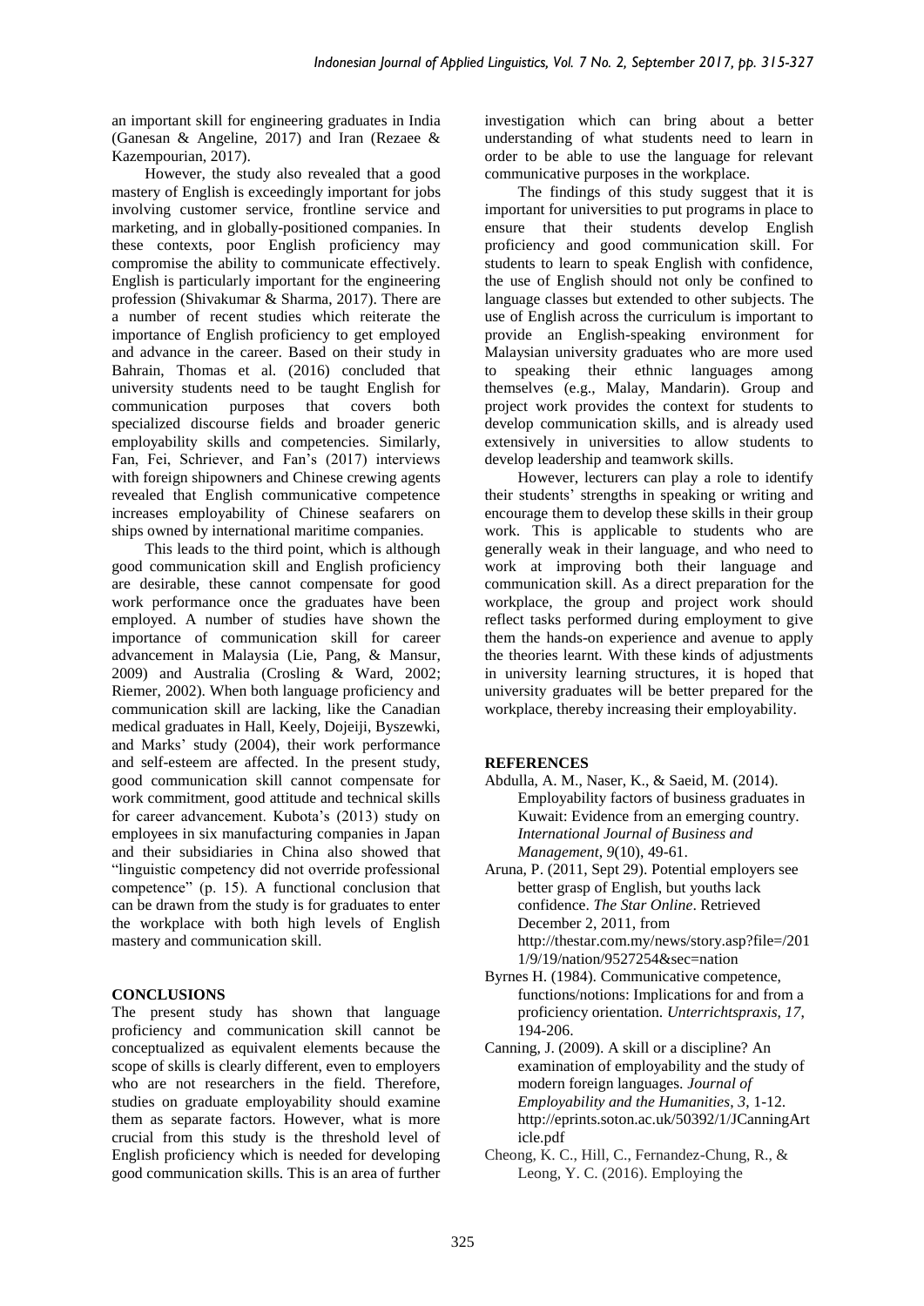an important skill for engineering graduates in India (Ganesan & Angeline, 2017) and Iran (Rezaee & Kazempourian, 2017).

However, the study also revealed that a good mastery of English is exceedingly important for jobs involving customer service, frontline service and marketing, and in globally-positioned companies. In these contexts, poor English proficiency may compromise the ability to communicate effectively. English is particularly important for the engineering profession (Shivakumar & Sharma, 2017). There are a number of recent studies which reiterate the importance of English proficiency to get employed and advance in the career. Based on their study in Bahrain, Thomas et al. (2016) concluded that university students need to be taught English for communication purposes that covers both specialized discourse fields and broader generic employability skills and competencies. Similarly, Fan, Fei, Schriever, and Fan's (2017) interviews with foreign shipowners and Chinese crewing agents revealed that English communicative competence increases employability of Chinese seafarers on ships owned by international maritime companies.

This leads to the third point, which is although good communication skill and English proficiency are desirable, these cannot compensate for good work performance once the graduates have been employed. A number of studies have shown the importance of communication skill for career advancement in Malaysia (Lie, Pang, & Mansur, 2009) and Australia (Crosling & Ward, 2002; Riemer, 2002). When both language proficiency and communication skill are lacking, like the Canadian medical graduates in Hall, Keely, Dojeiji, Byszewki, and Marks' study (2004), their work performance and self-esteem are affected. In the present study, good communication skill cannot compensate for work commitment, good attitude and technical skills for career advancement. Kubota's (2013) study on employees in six manufacturing companies in Japan and their subsidiaries in China also showed that "linguistic competency did not override professional competence" (p. 15). A functional conclusion that can be drawn from the study is for graduates to enter the workplace with both high levels of English mastery and communication skill.

## CONCLUSIONS

The present study has shown that language proficiency and communication skill cannot be conceptualized as equivalent elements because the scope of skills is clearly different, even to employers who are not researchers in the field. Therefore, studies on graduate employability should examine them as separate factors. However, what is more crucial from this study is the threshold level of English proficiency which is needed for developing good communication skills. This is an area of further investigation which can bring about a better understanding of what students need to learn in order to be able to use the language for relevant communicative purposes in the workplace.

The findings of this study suggest that it is important for universities to put programs in place to ensure that their students develop English proficiency and good communication skill. For students to learn to speak English with confidence, the use of English should not only be confined to language classes but extended to other subjects. The use of English across the curriculum is important to provide an English-speaking environment for Malaysian university graduates who are more used to speaking their ethnic languages among themselves (e.g., Malay, Mandarin). Group and project work provides the context for students to develop communication skills, and is already used extensively in universities to allow students to develop leadership and teamwork skills.

However, lecturers can play a role to identify their students' strengths in speaking or writing and encourage them to develop these skills in their group work. This is applicable to students who are generally weak in their language, and who need to work at improving both their language and communication skill. As a direct preparation for the workplace, the group and project work should reflect tasks performed during employment to give them the hands-on experience and avenue to apply the theories learnt. With these kinds of adjustments in university learning structures, it is hoped that university graduates will be better prepared for the workplace, thereby increasing their employability.

## REFERENCES

Abdulla, A. M., Naser, K., & Saeid, M. (2014). Employability factors of business graduates in Kuwait: Evidence from an emerging country. *International Journal of Business and Management*, *9*(10), 49-61.

Aruna, P. (2011, Sept 29). Potential employers see better grasp of English, but youths lack confidence. *The Star Online*. Retrieved December 2, 2011, from http://thestar.com.my/news/story.asp?file=/2011/9/19/nation/9527254&sec=nation

Byrnes H. (1984). Communicative competence, functions/notions: Implications for and from a proficiency orientation. *Unterrichtspraxis*, *17*, 194-206.

Canning, J. (2009). A skill or a discipline? An examination of employability and the study of modern foreign languages. *Journal of Employability and the Humanities*, *3*, 1-12. http://eprints.soton.ac.uk/50392/1/JCanningArticle.pdf

Cheong, K. C., Hill, C., Fernandez-Chung, R., & Leong, Y. C. (2016). Employing the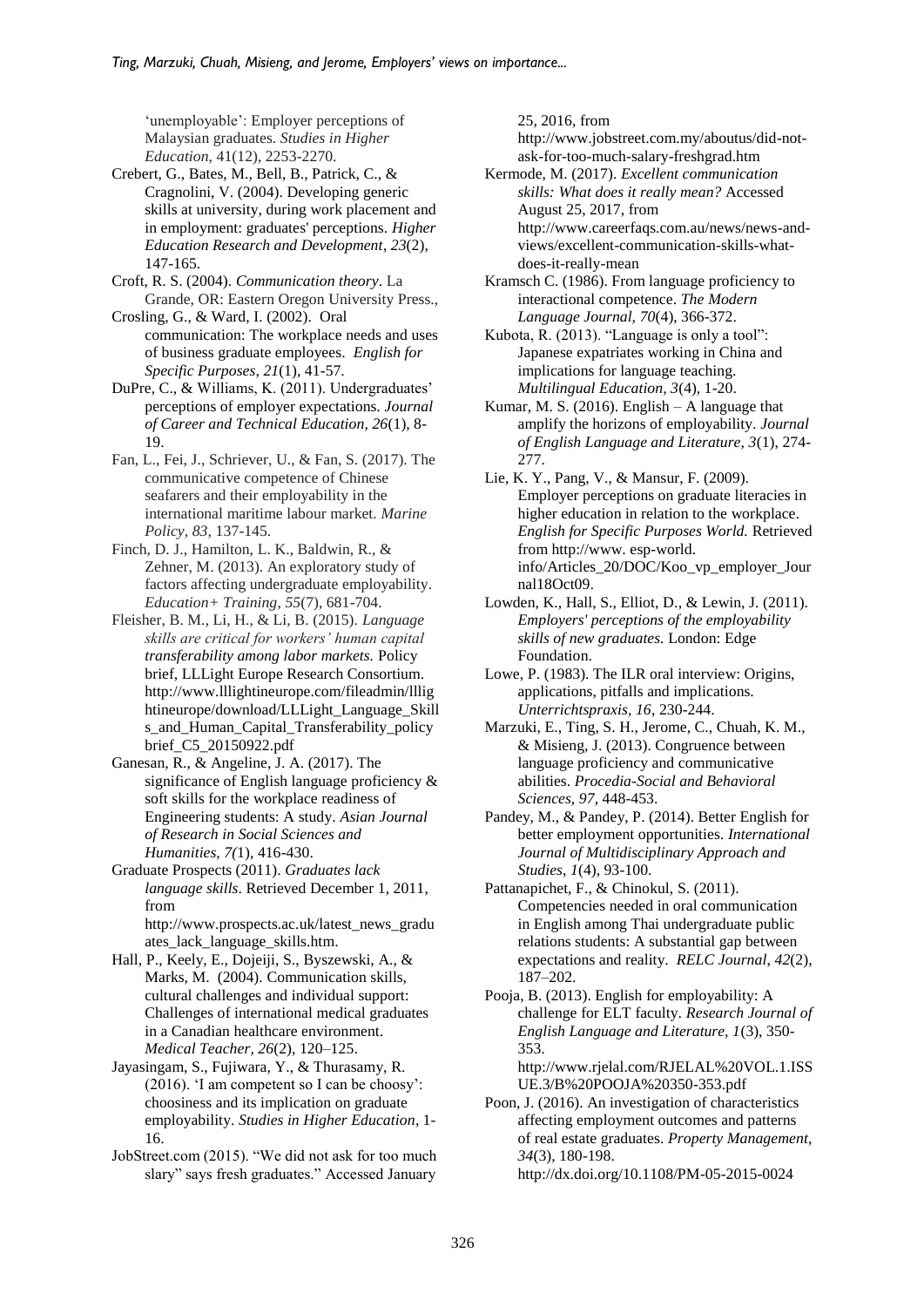'unemployable': Employer perceptions of Malaysian graduates. *Studies in Higher Education*, 41(12), 2253-2270.

Crebert, G., Bates, M., Bell, B., Patrick, C., & Cragnolini, V. (2004). Developing generic skills at university, during work placement and in employment: graduates' perceptions. *Higher Education Research and Development*, *23*(2), 147-165.

Croft, R. S. (2004). *Communication theory*. La Grande, OR: Eastern Oregon University Press.,

Crosling, G., & Ward, I. (2002). Oral communication: The workplace needs and uses of business graduate employees. *English for Specific Purposes*, *21*(1), 41-57.

DuPre, C., & Williams, K. (2011). Undergraduates' perceptions of employer expectations. *Journal of Career and Technical Education, 26*(1), 8-19.

Fan, L., Fei, J., Schriever, U., & Fan, S. (2017). The communicative competence of Chinese seafarers and their employability in the international maritime labour market. *Marine Policy, 83,* 137-145.

Finch, D. J., Hamilton, L. K., Baldwin, R., & Zehner, M. (2013). An exploratory study of factors affecting undergraduate employability. *Education+ Training*, *55*(7), 681-704.

Fleisher, B. M., Li, H., & Li, B. (2015). *Language skills are critical for workers' human capital transferability among labor markets.* Policy brief, LLLight Europe Research Consortium. http://www.lllightineurope.com/fileadmin/lllightineurope/download/LLLight_Language_Skills_and_Human_Capital_Transferability_policybrief_C5_20150922.pdf

Ganesan, R., & Angeline, J. A. (2017). The significance of English language proficiency & soft skills for the workplace readiness of Engineering students: A study. *Asian Journal of Research in Social Sciences and Humanities, 7(*1), 416-430.

Graduate Prospects (2011). *Graduates lack language skills*. Retrieved December 1, 2011, from http://www.prospects.ac.uk/latest_news_graduates_lack_language_skills.htm.

Hall, P., Keely, E., Dojeiji, S., Byszewski, A., & Marks, M. (2004). Communication skills, cultural challenges and individual support: Challenges of international medical graduates in a Canadian healthcare environment. *Medical Teacher, 26*(2), 120–125.

Jayasingam, S., Fujiwara, Y., & Thurasamy, R. (2016). 'I am competent so I can be choosy': choosiness and its implication on graduate employability. *Studies in Higher Education*, 1-16.

JobStreet.com (2015). "We did not ask for too much slary" says fresh graduates." Accessed January 25, 2016, from http://www.jobstreet.com.my/aboutus/did-not-ask-for-too-much-salary-freshgrad.htm

Kermode, M. (2017). *Excellent communication skills: What does it really mean?* Accessed August 25, 2017, from http://www.careerfaqs.com.au/news/news-and-views/excellent-communication-skills-what-does-it-really-mean

Kramsch C. (1986). From language proficiency to interactional competence. *The Modern Language Journal, 70*(4), 366-372.

Kubota, R. (2013). "Language is only a tool": Japanese expatriates working in China and implications for language teaching. *Multilingual Education, 3*(4), 1-20.

Kumar, M. S. (2016). English – A language that amplify the horizons of employability. *Journal of English Language and Literature, 3*(1), 274-277.

Lie, K. Y., Pang, V., & Mansur, F. (2009). Employer perceptions on graduate literacies in higher education in relation to the workplace. *English for Specific Purposes World.* Retrieved from http://www. esp-world. info/Articles_20/DOC/Koo_vp_employer_Journal18Oct09.

Lowden, K., Hall, S., Elliot, D., & Lewin, J. (2011). *Employers' perceptions of the employability skills of new graduates.* London: Edge Foundation.

Lowe, P. (1983). The ILR oral interview: Origins, applications, pitfalls and implications. *Unterrichtspraxis, 16*, 230-244.

Marzuki, E., Ting, S. H., Jerome, C., Chuah, K. M., & Misieng, J. (2013). Congruence between language proficiency and communicative abilities. *Procedia-Social and Behavioral Sciences*, *97*, 448-453.

Pandey, M., & Pandey, P. (2014). Better English for better employment opportunities. *International Journal of Multidisciplinary Approach and Studies*, *1*(4), 93-100.

Pattanapichet, F., & Chinokul, S. (2011). Competencies needed in oral communication in English among Thai undergraduate public relations students: A substantial gap between expectations and reality. *RELC Journal*, *42*(2), 187–202.

Pooja, B. (2013). English for employability: A challenge for ELT faculty. *Research Journal of English Language and Literature*, *1*(3), 350-353. http://www.rjelal.com/RJELAL%20VOL.1.ISSUE.3/B%20POOJA%20350-353.pdf

Poon, J. (2016). An investigation of characteristics affecting employment outcomes and patterns of real estate graduates. *Property Management*, *34*(3), 180-198. http://dx.doi.org/10.1108/PM-05-2015-0024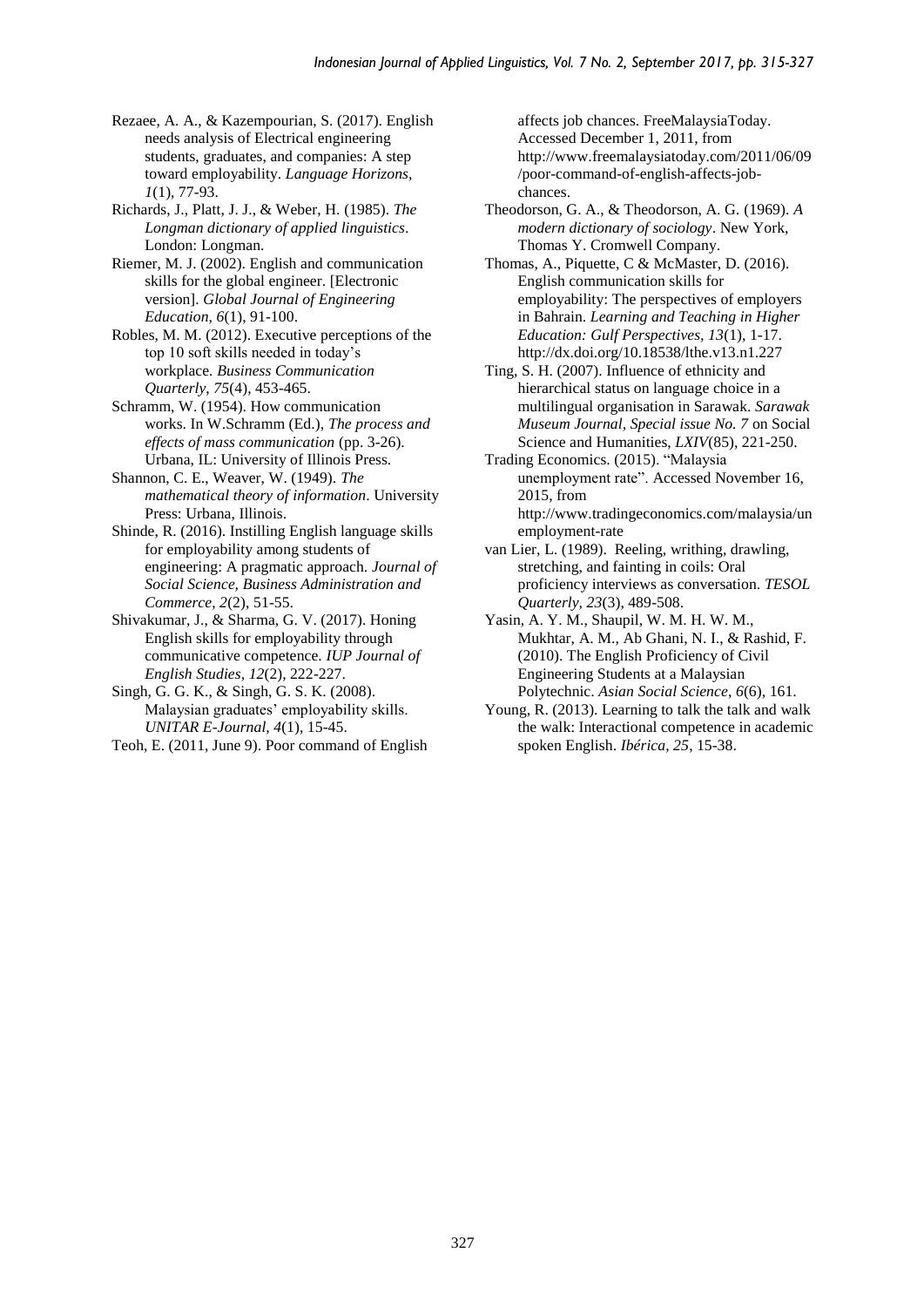Rezaee, A. A., & Kazempourian, S. (2017). English needs analysis of Electrical engineering students, graduates, and companies: A step toward employability. *Language Horizons, 1*(1), 77-93.

Richards, J., Platt, J. J., & Weber, H. (1985). *The Longman dictionary of applied linguistics*. London: Longman.

Riemer, M. J. (2002). English and communication skills for the global engineer. [Electronic version]. *Global Journal of Engineering Education, 6*(1), 91-100.

Robles, M. M. (2012). Executive perceptions of the top 10 soft skills needed in today's workplace. *Business Communication Quarterly, 75*(4), 453-465.

Schramm, W. (1954). How communication works. In W.Schramm (Ed.), *The process and effects of mass communication* (pp. 3-26). Urbana, IL: University of Illinois Press.

Shannon, C. E., Weaver, W. (1949). *The mathematical theory of information*. University Press: Urbana, Illinois.

Shinde, R. (2016). Instilling English language skills for employability among students of engineering: A pragmatic approach. *Journal of Social Science, Business Administration and Commerce, 2*(2), 51-55.

Shivakumar, J., & Sharma, G. V. (2017). Honing English skills for employability through communicative competence. *IUP Journal of English Studies, 12*(2), 222-227.

Singh, G. G. K., & Singh, G. S. K. (2008). Malaysian graduates' employability skills. *UNITAR E-Journal, 4*(1), 15-45.

Teoh, E. (2011, June 9). Poor command of English affects job chances. FreeMalaysiaToday. Accessed December 1, 2011, from http://www.freemalaysiatoday.com/2011/06/09/poor-command-of-english-affects-job-chances.

Theodorson, G. A., & Theodorson, A. G. (1969). *A modern dictionary of sociology*. New York, Thomas Y. Cromwell Company.

Thomas, A., Piquette, C & McMaster, D. (2016). English communication skills for employability: The perspectives of employers in Bahrain. *Learning and Teaching in Higher Education: Gulf Perspectives, 13*(1), 1-17. http://dx.doi.org/10.18538/lthe.v13.n1.227

Ting, S. H. (2007). Influence of ethnicity and hierarchical status on language choice in a multilingual organisation in Sarawak. *Sarawak Museum Journal, Special issue No. 7* on Social Science and Humanities, *LXIV*(85), 221-250.

Trading Economics. (2015). "Malaysia unemployment rate". Accessed November 16, 2015, from http://www.tradingeconomics.com/malaysia/unemployment-rate

van Lier, L. (1989). Reeling, writhing, drawling, stretching, and fainting in coils: Oral proficiency interviews as conversation. *TESOL Quarterly, 23*(3), 489-508.

Yasin, A. Y. M., Shaupil, W. M. H. W. M., Mukhtar, A. M., Ab Ghani, N. I., & Rashid, F. (2010). The English Proficiency of Civil Engineering Students at a Malaysian Polytechnic. *Asian Social Science, 6*(6), 161.

Young, R. (2013). Learning to talk the talk and walk the walk: Interactional competence in academic spoken English. *Ibérica, 25*, 15-38.